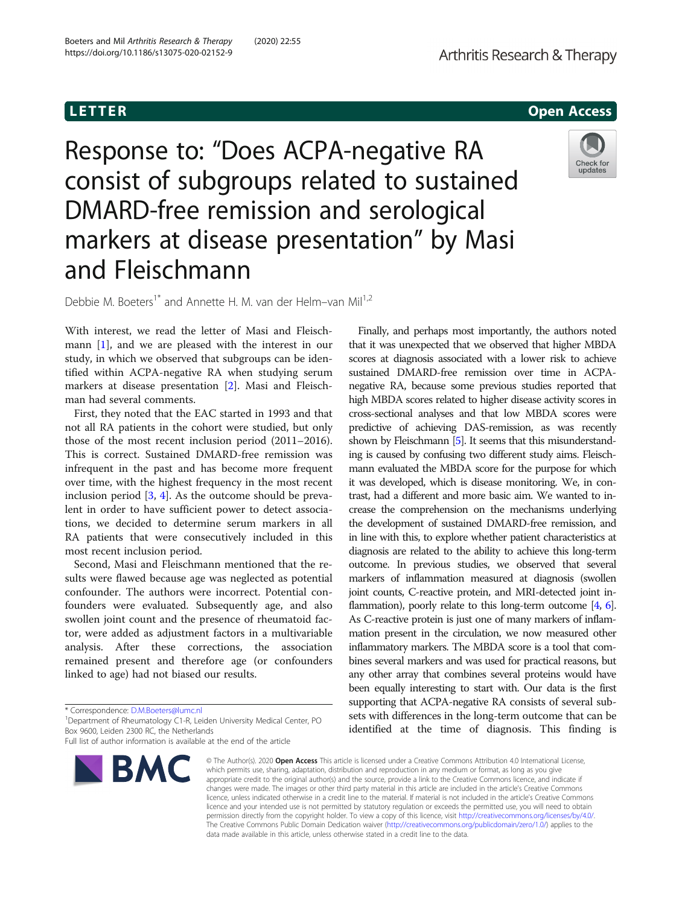LETTER

Open Access

# Response to: "Does ACPA-negative RA consist of subgroups related to sustained DMARD-free remission and serological markers at disease presentation" by Masi and Fleischmann

Debbie M. Boeters[1*] and Annette H. M. van der Helm–van Mil[1,2]

With interest, we read the letter of Masi and Fleischmann [1], and we are pleased with the interest in our study, in which we observed that subgroups can be identified within ACPA-negative RA when studying serum markers at disease presentation [2]. Masi and Fleischman had several comments.

First, they noted that the EAC started in 1993 and that not all RA patients in the cohort were studied, but only those of the most recent inclusion period (2011–2016). This is correct. Sustained DMARD-free remission was infrequent in the past and has become more frequent over time, with the highest frequency in the most recent inclusion period [3, 4]. As the outcome should be prevalent in order to have sufficient power to detect associations, we decided to determine serum markers in all RA patients that were consecutively included in this most recent inclusion period.

Second, Masi and Fleischmann mentioned that the results were flawed because age was neglected as potential confounder. The authors were incorrect. Potential confounders were evaluated. Subsequently age, and also swollen joint count and the presence of rheumatoid factor, were added as adjustment factors in a multivariable analysis. After these corrections, the association remained present and therefore age (or confounders linked to age) had not biased our results.

Finally, and perhaps most importantly, the authors noted that it was unexpected that we observed that higher MBDA scores at diagnosis associated with a lower risk to achieve sustained DMARD-free remission over time in ACPA-negative RA, because some previous studies reported that high MBDA scores related to higher disease activity scores in cross-sectional analyses and that low MBDA scores were predictive of achieving DAS-remission, as was recently shown by Fleischmann [5]. It seems that this misunderstanding is caused by confusing two different study aims. Fleischmann evaluated the MBDA score for the purpose for which it was developed, which is disease monitoring. We, in contrast, had a different and more basic aim. We wanted to increase the comprehension on the mechanisms underlying the development of sustained DMARD-free remission, and in line with this, to explore whether patient characteristics at diagnosis are related to the ability to achieve this long-term outcome. In previous studies, we observed that several markers of inflammation measured at diagnosis (swollen joint counts, C-reactive protein, and MRI-detected joint inflammation), poorly relate to this long-term outcome [4, 6]. As C-reactive protein is just one of many markers of inflammation present in the circulation, we now measured other inflammatory markers. The MBDA score is a tool that combines several markers and was used for practical reasons, but any other array that combines several proteins would have been equally interesting to start with. Our data is the first supporting that ACPA-negative RA consists of several subsets with differences in the long-term outcome that can be identified at the time of diagnosis. This finding is

\* Correspondence: D.M.Boeters@lumc.nl
[1]Department of Rheumatology C1-R, Leiden University Medical Center, PO Box 9600, Leiden 2300 RC, the Netherlands
Full list of author information is available at the end of the article

© The Author(s). 2020 **Open Access** This article is licensed under a Creative Commons Attribution 4.0 International License, which permits use, sharing, adaptation, distribution and reproduction in any medium or format, as long as you give appropriate credit to the original author(s) and the source, provide a link to the Creative Commons licence, and indicate if changes were made. The images or other third party material in this article are included in the article's Creative Commons licence, unless indicated otherwise in a credit line to the material. If material is not included in the article's Creative Commons licence and your intended use is not permitted by statutory regulation or exceeds the permitted use, you will need to obtain permission directly from the copyright holder. To view a copy of this licence, visit http://creativecommons.org/licenses/by/4.0/. The Creative Commons Public Domain Dedication waiver (http://creativecommons.org/publicdomain/zero/1.0/) applies to the data made available in this article, unless otherwise stated in a credit line to the data.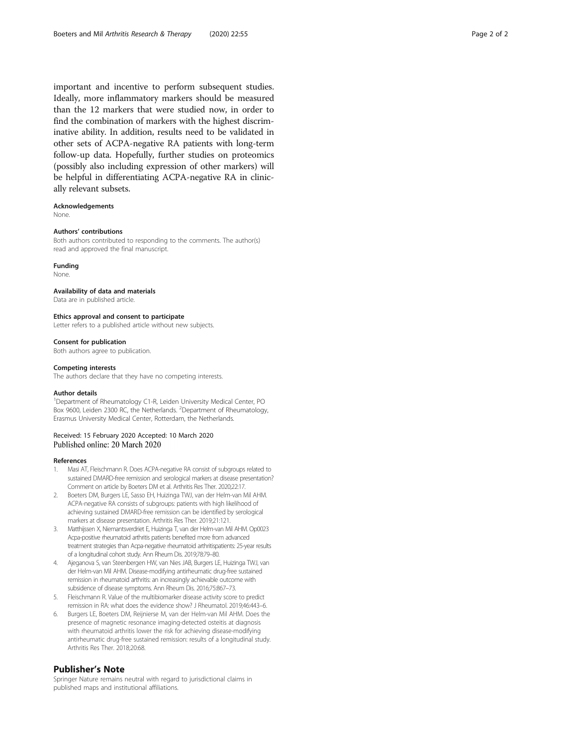important and incentive to perform subsequent studies. Ideally, more inflammatory markers should be measured than the 12 markers that were studied now, in order to find the combination of markers with the highest discriminative ability. In addition, results need to be validated in other sets of ACPA-negative RA patients with long-term follow-up data. Hopefully, further studies on proteomics (possibly also including expression of other markers) will be helpful in differentiating ACPA-negative RA in clinically relevant subsets.

#### Acknowledgements
None.

#### Authors' contributions
Both authors contributed to responding to the comments. The author(s) read and approved the final manuscript.

#### Funding
None.

#### Availability of data and materials
Data are in published article.

#### Ethics approval and consent to participate
Letter refers to a published article without new subjects.

#### Consent for publication
Both authors agree to publication.

#### Competing interests
The authors declare that they have no competing interests.

#### Author details
[1]Department of Rheumatology C1-R, Leiden University Medical Center, PO Box 9600, Leiden 2300 RC, the Netherlands. [2]Department of Rheumatology, Erasmus University Medical Center, Rotterdam, the Netherlands.

Received: 15 February 2020 Accepted: 10 March 2020
Published online: 20 March 2020

#### References
1. Masi AT, Fleischmann R. Does ACPA-negative RA consist of subgroups related to sustained DMARD-free remission and serological markers at disease presentation? Comment on article by Boeters DM et al. Arthritis Res Ther. 2020;22:17.
2. Boeters DM, Burgers LE, Sasso EH, Huizinga TWJ, van der Helm-van Mil AHM. ACPA-negative RA consists of subgroups: patients with high likelihood of achieving sustained DMARD-free remission can be identified by serological markers at disease presentation. Arthritis Res Ther. 2019;21:121.
3. Matthijssen X, Niemantsverdriet E, Huizinga T, van der Helm-van Mil AHM. Op0023 Acpa-positive rheumatoid arthritis patients benefited more from advanced treatment strategies than Acpa-negative rheumatoid arthritispatients: 25-year results of a longitudinal cohort study. Ann Rheum Dis. 2019;78:79–80.
4. Ajeganova S, van Steenbergen HW, van Nies JAB, Burgers LE, Huizinga TWJ, van der Helm-van Mil AHM. Disease-modifying antirheumatic drug-free sustained remission in rheumatoid arthritis: an increasingly achievable outcome with subsidence of disease symptoms. Ann Rheum Dis. 2016;75:867–73.
5. Fleischmann R. Value of the multibiomarker disease activity score to predict remission in RA: what does the evidence show? J Rheumatol. 2019;46:443–6.
6. Burgers LE, Boeters DM, Reijnierse M, van der Helm-van Mil AHM. Does the presence of magnetic resonance imaging-detected osteitis at diagnosis with rheumatoid arthritis lower the risk for achieving disease-modifying antirheumatic drug-free sustained remission: results of a longitudinal study. Arthritis Res Ther. 2018;20:68.

## Publisher's Note
Springer Nature remains neutral with regard to jurisdictional claims in published maps and institutional affiliations.